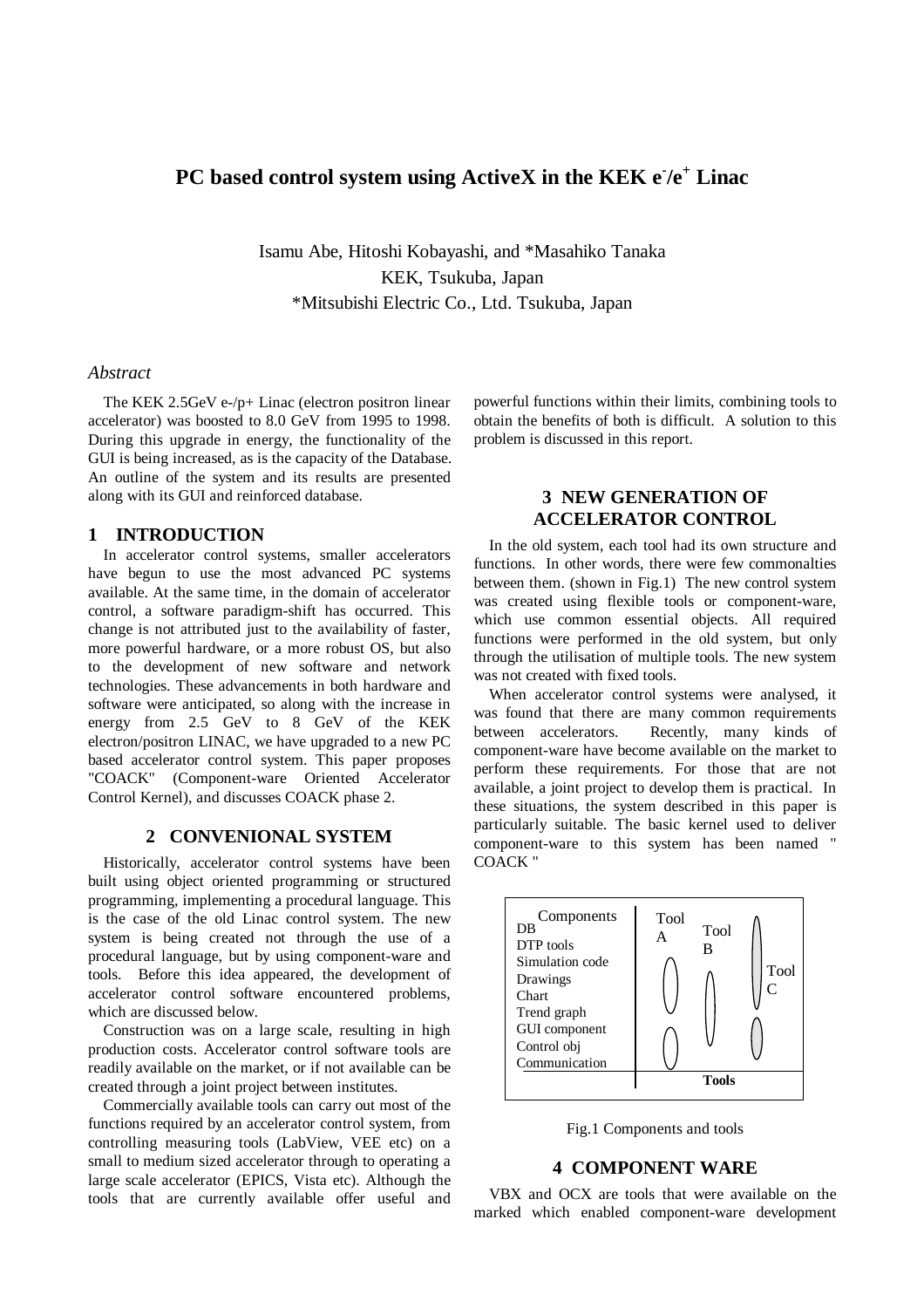# PC based control system using ActiveX in the KEK $e^-/e^+$ Linac

Isamu Abe, Hitoshi Kobayashi, and *Masahiko Tanaka
KEK, Tsukuba, Japan
*Mitsubishi Electric Co., Ltd. Tsukuba, Japan

## *Abstract*

The KEK 2.5GeV e-/p+ Linac (electron positron linear accelerator) was boosted to 8.0 GeV from 1995 to 1998. During this upgrade in energy, the functionality of the GUI is being increased, as is the capacity of the Database. An outline of the system and its results are presented along with its GUI and reinforced database.

## 1 INTRODUCTION

In accelerator control systems, smaller accelerators have begun to use the most advanced PC systems available. At the same time, in the domain of accelerator control, a software paradigm-shift has occurred. This change is not attributed just to the availability of faster, more powerful hardware, or a more robust OS, but also to the development of new software and network technologies. These advancements in both hardware and software were anticipated, so along with the increase in energy from 2.5 GeV to 8 GeV of the KEK electron/positron LINAC, we have upgraded to a new PC based accelerator control system. This paper proposes "COACK" (Component-ware Oriented Accelerator Control Kernel), and discusses COACK phase 2.

## 2 CONVENIONAL SYSTEM

Historically, accelerator control systems have been built using object oriented programming or structured programming, implementing a procedural language. This is the case of the old Linac control system. The new system is being created not through the use of a procedural language, but by using component-ware and tools. Before this idea appeared, the development of accelerator control software encountered problems, which are discussed below.

Construction was on a large scale, resulting in high production costs. Accelerator control software tools are readily available on the market, or if not available can be created through a joint project between institutes.

Commercially available tools can carry out most of the functions required by an accelerator control system, from controlling measuring tools (LabView, VEE etc) on a small to medium sized accelerator through to operating a large scale accelerator (EPICS, Vista etc). Although the tools that are currently available offer useful and powerful functions within their limits, combining tools to obtain the benefits of both is difficult. A solution to this problem is discussed in this report.

## 3 NEW GENERATION OF ACCELERATOR CONTROL

In the old system, each tool had its own structure and functions. In other words, there were few commonalties between them. (shown in Fig.1) The new control system was created using flexible tools or component-ware, which use common essential objects. All required functions were performed in the old system, but only through the utilisation of multiple tools. The new system was not created with fixed tools.

When accelerator control systems were analysed, it was found that there are many common requirements between accelerators. Recently, many kinds of component-ware have become available on the market to perform these requirements. For those that are not available, a joint project to develop them is practical. In these situations, the system described in this paper is particularly suitable. The basic kernel used to deliver component-ware to this system has been named " COACK "

| Components | Tool A | Tool B | Tool C |
|---|---|---|---|
| DB | | | |
| DTP tools | | | |
| Simulation code | | | |
| Drawings | | | |
| Chart | | | |
| Trend graph | | | |
| GUI component | | | |
| Control obj | | | |
| Communication | | | |
| | **Tools** | | |

Fig.1 Components and tools

## 4 COMPONENT WARE

VBX and OCX are tools that were available on the marked which enabled component-ware development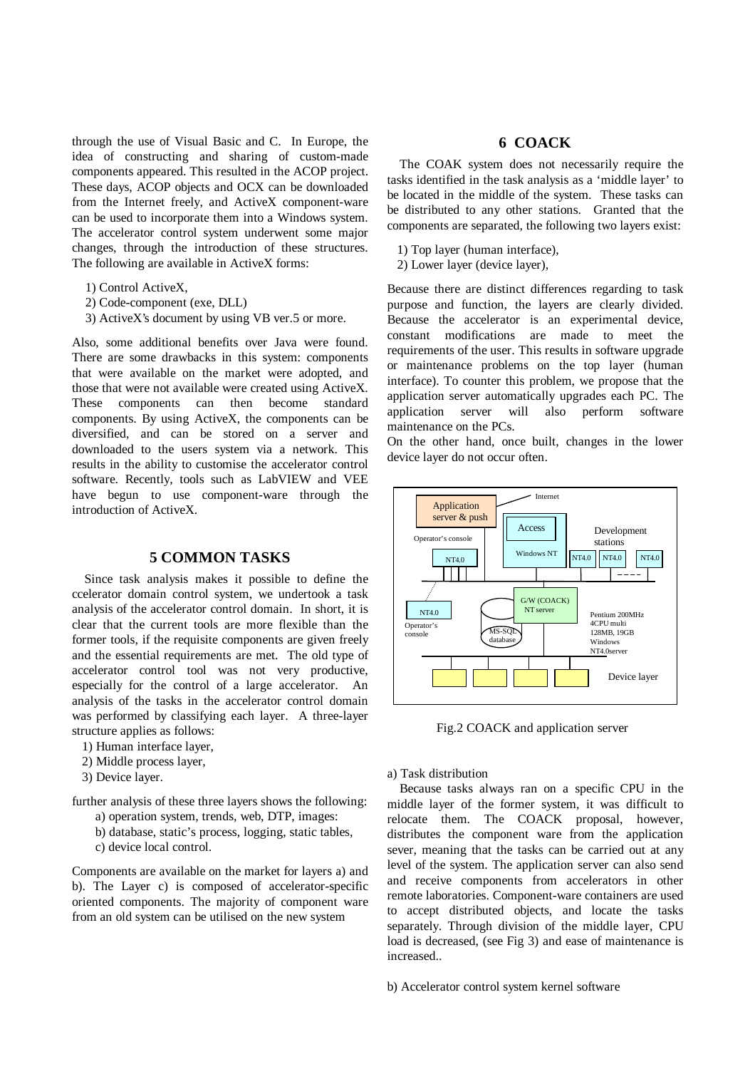through the use of Visual Basic and C. In Europe, the idea of constructing and sharing of custom-made components appeared. This resulted in the ACOP project. These days, ACOP objects and OCX can be downloaded from the Internet freely, and ActiveX component-ware can be used to incorporate them into a Windows system. The accelerator control system underwent some major changes, through the introduction of these structures. The following are available in ActiveX forms:

1) Control ActiveX,
2) Code-component (exe, DLL)
3) ActiveX's document by using VB ver.5 or more.

Also, some additional benefits over Java were found. There are some drawbacks in this system: components that were available on the market were adopted, and those that were not available were created using ActiveX. These components can then become standard components. By using ActiveX, the components can be diversified, and can be stored on a server and downloaded to the users system via a network. This results in the ability to customise the accelerator control software. Recently, tools such as LabVIEW and VEE have begun to use component-ware through the introduction of ActiveX.

## 5 COMMON TASKS

Since task analysis makes it possible to define the ccelerator domain control system, we undertook a task analysis of the accelerator control domain. In short, it is clear that the current tools are more flexible than the former tools, if the requisite components are given freely and the essential requirements are met. The old type of accelerator control tool was not very productive, especially for the control of a large accelerator. An analysis of the tasks in the accelerator control domain was performed by classifying each layer. A three-layer structure applies as follows:

1) Human interface layer,
2) Middle process layer,
3) Device layer.

further analysis of these three layers shows the following:

a) operation system, trends, web, DTP, images:
b) database, static's process, logging, static tables,
c) device local control.

Components are available on the market for layers a) and b). The Layer c) is composed of accelerator-specific oriented components. The majority of component ware from an old system can be utilised on the new system

## 6 COACK

The COAK system does not necessarily require the tasks identified in the task analysis as a 'middle layer' to be located in the middle of the system. These tasks can be distributed to any other stations. Granted that the components are separated, the following two layers exist:

1) Top layer (human interface),
2) Lower layer (device layer),

Because there are distinct differences regarding to task purpose and function, the layers are clearly divided. Because the accelerator is an experimental device, constant modifications are made to meet the requirements of the user. This results in software upgrade or maintenance problems on the top layer (human interface). To counter this problem, we propose that the application server automatically upgrades each PC. The application server will also perform software maintenance on the PCs.

On the other hand, once built, changes in the lower device layer do not occur often.

Fig.2 COACK and application server

a) Task distribution

Because tasks always ran on a specific CPU in the middle layer of the former system, it was difficult to relocate them. The COACK proposal, however, distributes the component ware from the application sever, meaning that the tasks can be carried out at any level of the system. The application server can also send and receive components from accelerators in other remote laboratories. Component-ware containers are used to accept distributed objects, and locate the tasks separately. Through division of the middle layer, CPU load is decreased, (see Fig 3) and ease of maintenance is increased..

b) Accelerator control system kernel software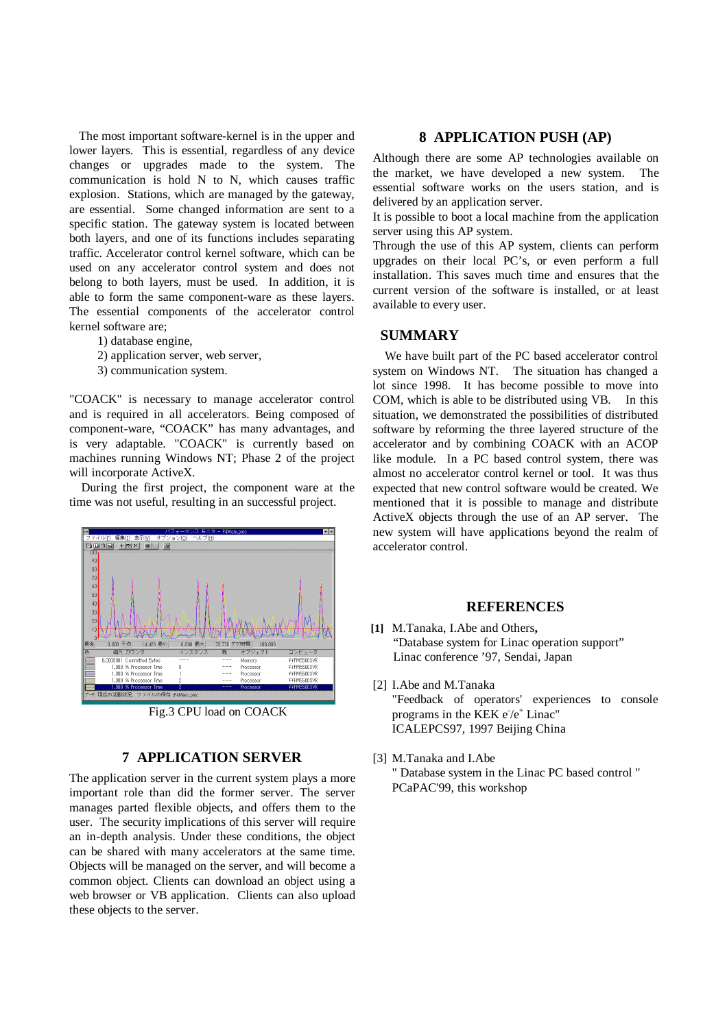The most important software-kernel is in the upper and lower layers. This is essential, regardless of any device changes or upgrades made to the system. The communication is hold N to N, which causes traffic explosion. Stations, which are managed by the gateway, are essential. Some changed information are sent to a specific station. The gateway system is located between both layers, and one of its functions includes separating traffic. Accelerator control kernel software, which can be used on any accelerator control system and does not belong to both layers, must be used. In addition, it is able to form the same component-ware as these layers. The essential components of the accelerator control kernel software are;

1) database engine,
2) application server, web server,
3) communication system.

"COACK" is necessary to manage accelerator control and is required in all accelerators. Being composed of component-ware, "COACK" has many advantages, and is very adaptable. "COACK" is currently based on machines running Windows NT; Phase 2 of the project will incorporate ActiveX.

During the first project, the component ware at the time was not useful, resulting in an successful project.

Fig.3 CPU load on COACK

## 7 APPLICATION SERVER

The application server in the current system plays a more important role than did the former server. The server manages parted flexible objects, and offers them to the user. The security implications of this server will require an in-depth analysis. Under these conditions, the object can be shared with many accelerators at the same time. Objects will be managed on the server, and will become a common object. Clients can download an object using a web browser or VB application. Clients can also upload these objects to the server.

## 8 APPLICATION PUSH (AP)

Although there are some AP technologies available on the market, we have developed a new system. The essential software works on the users station, and is delivered by an application server.

It is possible to boot a local machine from the application server using this AP system.

Through the use of this AP system, clients can perform upgrades on their local PC's, or even perform a full installation. This saves much time and ensures that the current version of the software is installed, or at least available to every user.

## SUMMARY

We have built part of the PC based accelerator control system on Windows NT. The situation has changed a lot since 1998. It has become possible to move into COM, which is able to be distributed using VB. In this situation, we demonstrated the possibilities of distributed software by reforming the three layered structure of the accelerator and by combining COACK with an ACOP like module. In a PC based control system, there was almost no accelerator control kernel or tool. It was thus expected that new control software would be created. We mentioned that it is possible to manage and distribute ActiveX objects through the use of an AP server. The new system will have applications beyond the realm of accelerator control.

## REFERENCES

**[1]** M.Tanaka, I.Abe and Others, "Database system for Linac operation support" Linac conference '97, Sendai, Japan

[2] I.Abe and M.Tanaka "Feedback of operators' experiences to console programs in the KEK $e^-/e^+$ Linac" ICALEPCS97, 1997 Beijing China

[3] M.Tanaka and I.Abe " Database system in the Linac PC based control " PCaPAC'99, this workshop